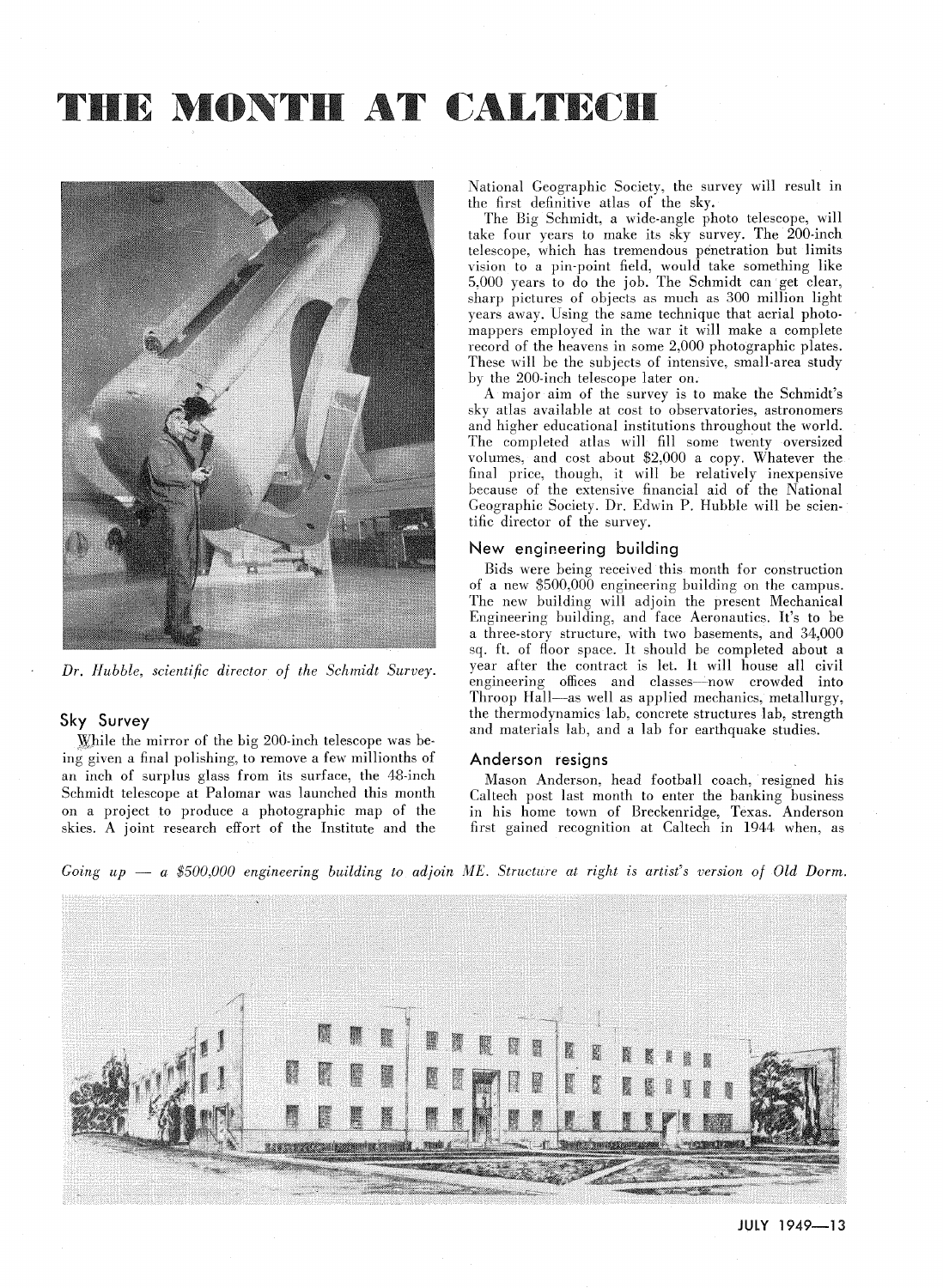# THE MONTH AT CALTECH

*Dr. Hubble, scientific director of the Schmidt Survey.*

## Sky Survey

While the mirror of the big 200-inch telescope was being given a final polishing, to remove a few millionths of an inch of surplus glass from its surface, the 48-inch Schmidt telescope at Palomar was launched this month on a project to produce a photographic map of the skies. A joint research effort of the Institute and the National Geographic Society, the survey will result in the first definitive atlas of the sky.

The Big Schmidt, a wide-angle photo telescope, will take four years to make its sky survey. The 200-inch telescope, which has tremendous penetration but limits vision to a pin-point field, would take something like 5,000 years to do the job. The Schmidt can get clear, sharp pictures of objects as much as 300 million light years away. Using the same technique that aerial photo-mappers employed in the war it will make a complete record of the heavens in some 2,000 photographic plates. These will be the subjects of intensive, small-area study by the 200-inch telescope later on.

A major aim of the survey is to make the Schmidt's sky atlas available at cost to observatories, astronomers and higher educational institutions throughout the world. The completed atlas will fill some twenty oversized volumes, and cost about $2,000 a copy. Whatever the final price, though, it will be relatively inexpensive because of the extensive financial aid of the National Geographic Society. Dr. Edwin P. Hubble will be scientific director of the survey.

## New engineering building

Bids were being received this month for construction of a new $500,000 engineering building on the campus. The new building will adjoin the present Mechanical Engineering building, and face Aeronautics. It's to be a three-story structure, with two basements, and 34,000 sq. ft. of floor space. It should be completed about a year after the contract is let. It will house all civil engineering offices and classes—now crowded into Throop Hall—as well as applied mechanics, metallurgy, the thermodynamics lab, concrete structures lab, strength and materials lab, and a lab for earthquake studies.

## Anderson resigns

Mason Anderson, head football coach, resigned his Caltech post last month to enter the banking business in his home town of Breckenridge, Texas. Anderson first gained recognition at Caltech in 1944 when, as

*Going up — a $500,000 engineering building to adjoin ME. Structure at right is artist's version of Old Dorm.*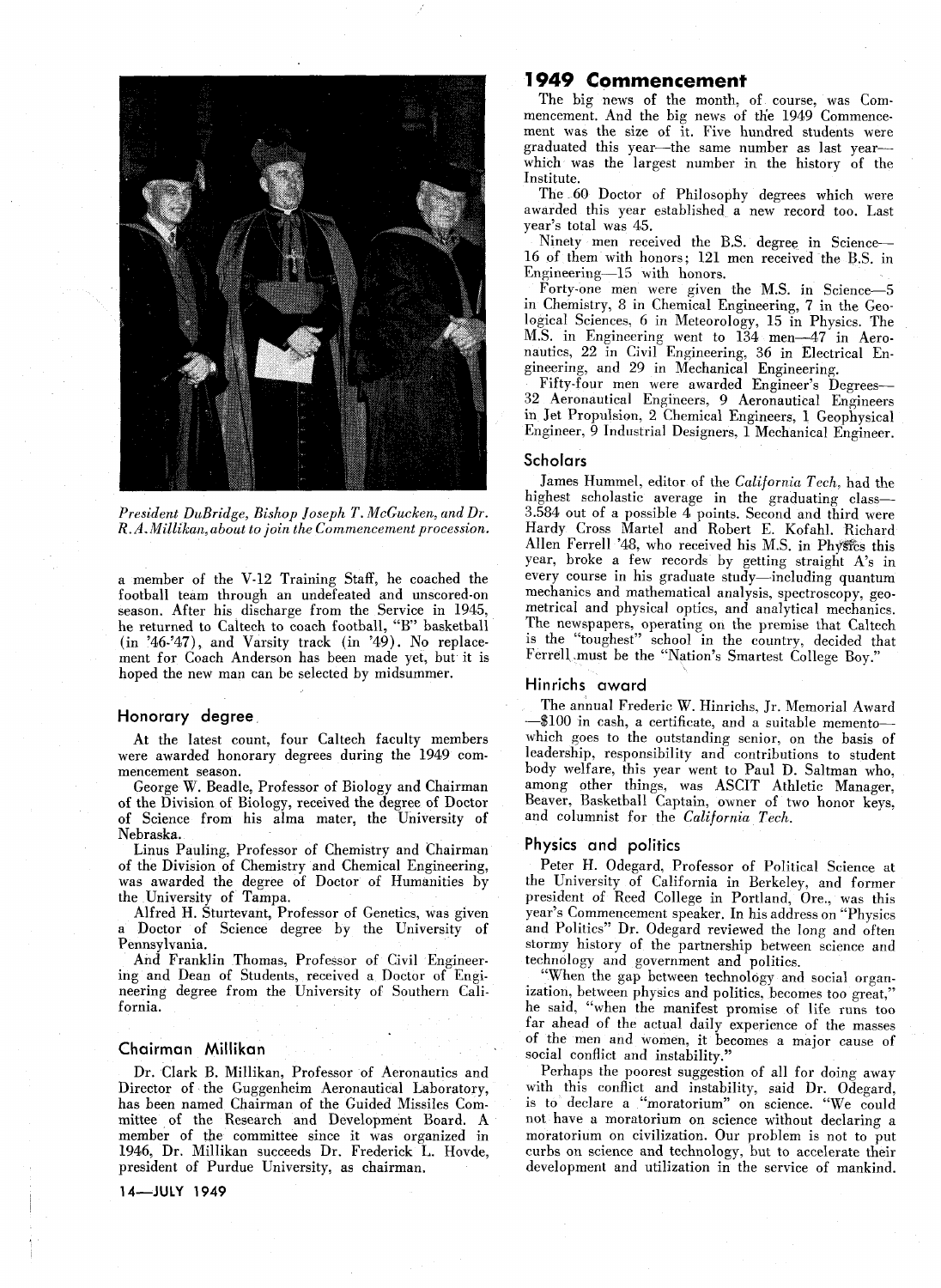President DuBridge, Bishop Joseph T. McGucken, and Dr. R. A. Millikan, about to join the Commencement procession.

a member of the V-12 Training Staff, he coached the football team through an undefeated and unscored-on season. After his discharge from the Service in 1945, he returned to Caltech to coach football, "B" basketball (in '46-'47), and Varsity track (in '49). No replacement for Coach Anderson has been made yet, but it is hoped the new man can be selected by midsummer.

## Honorary degree

At the latest count, four Caltech faculty members were awarded honorary degrees during the 1949 commencement season.

George W. Beadle, Professor of Biology and Chairman of the Division of Biology, received the degree of Doctor of Science from his alma mater, the University of Nebraska.

Linus Pauling, Professor of Chemistry and Chairman of the Division of Chemistry and Chemical Engineering, was awarded the degree of Doctor of Humanities by the University of Tampa.

Alfred H. Sturtevant, Professor of Genetics, was given a Doctor of Science degree by the University of Pennsylvania.

And Franklin Thomas, Professor of Civil Engineering and Dean of Students, received a Doctor of Engineering degree from the University of Southern California.

## Chairman Millikan

Dr. Clark B. Millikan, Professor of Aeronautics and Director of the Guggenheim Aeronautical Laboratory, has been named Chairman of the Guided Missiles Committee of the Research and Development Board. A member of the committee since it was organized in 1946, Dr. Millikan succeeds Dr. Frederick L. Hovde, president of Purdue University, as chairman.

## 1949 Commencement

The big news of the month, of course, was Commencement. And the big news of the 1949 Commencement was the size of it. Five hundred students were graduated this year—the same number as last year—which was the largest number in the history of the Institute.

The 60 Doctor of Philosophy degrees which were awarded this year established a new record too. Last year's total was 45.

Ninety men received the B.S. degree in Science—16 of them with honors; 121 men received the B.S. in Engineering—15 with honors.

Forty-one men were given the M.S. in Science—5 in Chemistry, 8 in Chemical Engineering, 7 in the Geological Sciences, 6 in Meteorology, 15 in Physics. The M.S. in Engineering went to 134 men—47 in Aeronautics, 22 in Civil Engineering, 36 in Electrical Engineering, and 29 in Mechanical Engineering.

Fifty-four men were awarded Engineer's Degrees—32 Aeronautical Engineers, 9 Aeronautical Engineers in Jet Propulsion, 2 Chemical Engineers, 1 Geophysical Engineer, 9 Industrial Designers, 1 Mechanical Engineer.

## Scholars

James Hummel, editor of the *California Tech*, had the highest scholastic average in the graduating class—3.584 out of a possible 4 points. Second and third were Hardy Cross Martel and Robert E. Kofahl. Richard Allen Ferrell '48, who received his M.S. in Physics this year, broke a few records by getting straight A's in every course in his graduate study—including quantum mechanics and mathematical analysis, spectroscopy, geometrical and physical optics, and analytical mechanics. The newspapers, operating on the premise that Caltech is the "toughest" school in the country, decided that Ferrell must be the "Nation's Smartest College Boy."

## Hinrichs award

The annual Frederic W. Hinrichs, Jr. Memorial Award—$100 in cash, a certificate, and a suitable memento—which goes to the outstanding senior, on the basis of leadership, responsibility and contributions to student body welfare, this year went to Paul D. Saltman who, among other things, was ASCIT Athletic Manager, Beaver, Basketball Captain, owner of two honor keys, and columnist for the *California Tech*.

## Physics and politics

Peter H. Odegard, Professor of Political Science at the University of California in Berkeley, and former president of Reed College in Portland, Ore., was this year's Commencement speaker. In his address on "Physics and Politics" Dr. Odegard reviewed the long and often stormy history of the partnership between science and technology and government and politics.

"When the gap between technology and social organization, between physics and politics, becomes too great," he said, "when the manifest promise of life runs too far ahead of the actual daily experience of the masses of the men and women, it becomes a major cause of social conflict and instability."

Perhaps the poorest suggestion of all for doing away with this conflict and instability, said Dr. Odegard, is to declare a "moratorium" on science. "We could not have a moratorium on science without declaring a moratorium on civilization. Our problem is not to put curbs on science and technology, but to accelerate their development and utilization in the service of mankind.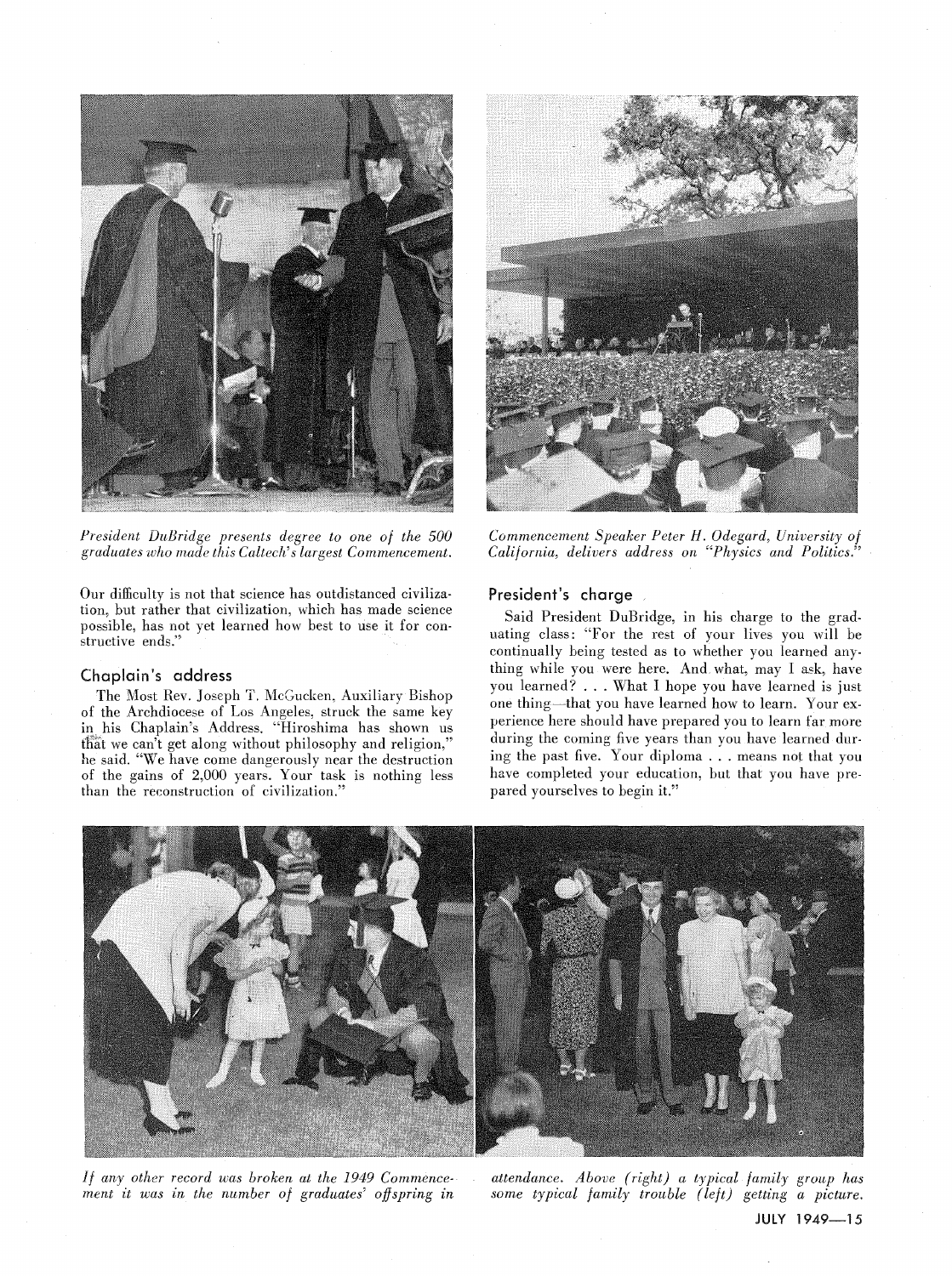*President DuBridge presents degree to one of the 500 graduates who made this Caltech's largest Commencement.*

*Commencement Speaker Peter H. Odegard, University of California, delivers address on "Physics and Politics."*

Our difficulty is not that science has outdistanced civilization, but rather that civilization, which has made science possible, has not yet learned how best to use it for constructive ends."

## Chaplain's address

The Most Rev. Joseph T. McGucken, Auxiliary Bishop of the Archdiocese of Los Angeles, struck the same key in his Chaplain's Address. "Hiroshima has shown us that we can't get along without philosophy and religion," he said. "We have come dangerously near the destruction of the gains of 2,000 years. Your task is nothing less than the reconstruction of civilization."

## President's charge

Said President DuBridge, in his charge to the graduating class: "For the rest of your lives you will be continually being tested as to whether you learned anything while you were here. And what, may I ask, have you learned? . . . What I hope you have learned is just one thing—that you have learned how to learn. Your experience here should have prepared you to learn far more during the coming five years than you have learned during the past five. Your diploma . . . means not that you have completed your education, but that you have prepared yourselves to begin it."

*If any other record was broken at the 1949 Commencement it was in the number of graduates' offspring in attendance. Above (right) a typical family group has some typical family trouble (left) getting a picture.*